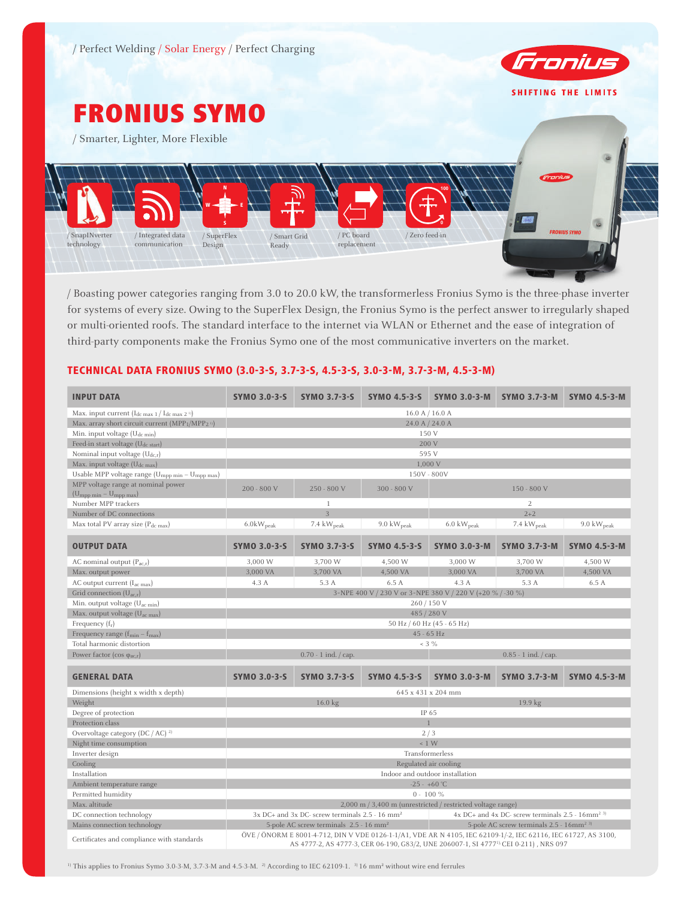/ Perfect Welding / Solar Energy / Perfect Charging

SHIFTING THE LIMITS

# FRONIUS SYMO

/ Smarter, Lighter, More Flexible

/ SnapINverter technology / Integrated data communication / SuperFlex Design / Smart Grid Ready / PC board replacement / Zero feed-in

/ Boasting power categories ranging from 3.0 to 20.0 kW, the transformerless Fronius Symo is the three-phase inverter for systems of every size. Owing to the SuperFlex Design, the Fronius Symo is the perfect answer to irregularly shaped or multi-oriented roofs. The standard interface to the internet via WLAN or Ethernet and the ease of integration of third-party components make the Fronius Symo one of the most communicative inverters on the market.

## TECHNICAL DATA FRONIUS SYMO (3.0-3-S, 3.7-3-S, 4.5-3-S, 3.0-3-M, 3.7-3-M, 4.5-3-M)

| INPUT DATA | SYMO 3.0-3-S | SYMO 3.7-3-S | SYMO 4.5-3-S | SYMO 3.0-3-M | SYMO 3.7-3-M | SYMO 4.5-3-M |
|---|---|---|---|---|---|---|
| Max. input current ($I_{dc\ max\ 1}$ / $I_{dc\ max\ 2}$ [1]) | 16.0 A / 16.0 A | | | | | |
| Max. array short circuit current ($MPP_1$/$MPP_2$ [1]) | 24.0 A / 24.0 A | | | | | |
| Min. input voltage ($U_{dc\ min}$) | 150 V | | | | | |
| Feed-in start voltage ($U_{dc\ start}$) | 200 V | | | | | |
| Nominal input voltage ($U_{dc,r}$) | 595 V | | | | | |
| Max. input voltage ($U_{dc\ max}$) | 1,000 V | | | | | |
| Usable MPP voltage range ($U_{mpp\ min}$ – $U_{mpp\ max}$) | 150V - 800V | | | | | |
| MPP voltage range at nominal power ($U_{mpp\ min}$ – $U_{mpp\ max}$) | 200 - 800 V | 250 - 800 V | 300 - 800 V | 150 - 800 V | | |
| Number MPP trackers | 1 | | | 2 | | |
| Number of DC connections | 3 | | | 2+2 | | |
| Max total PV array size ($P_{dc\ max}$) | 6.0 $kW_{peak}$ | 7.4 $kW_{peak}$ | 9.0 $kW_{peak}$ | 6.0 $kW_{peak}$ | 7.4 $kW_{peak}$ | 9.0 $kW_{peak}$ |

| OUTPUT DATA | SYMO 3.0-3-S | SYMO 3.7-3-S | SYMO 4.5-3-S | SYMO 3.0-3-M | SYMO 3.7-3-M | SYMO 4.5-3-M |
|---|---|---|---|---|---|---|
| AC nominal output ($P_{ac,r}$) | 3,000 W | 3,700 W | 4,500 W | 3,000 W | 3,700 W | 4,500 W |
| Max. output power | 3,000 VA | 3,700 VA | 4,500 VA | 3,000 VA | 3,700 VA | 4,500 VA |
| AC output current ($I_{ac\ max}$) | 4.3 A | 5.3 A | 6.5 A | 4.3 A | 5.3 A | 6.5 A |
| Grid connection ($U_{ac,r}$) | 3-NPE 400 V / 230 V or 3-NPE 380 V / 220 V (+20 % / -30 %) | | | | | |
| Min. output voltage ($U_{ac\ min}$) | 260 / 150 V | | | | | |
| Max. output voltage ($U_{ac\ max}$) | 485 / 280 V | | | | | |
| Frequency ($f_r$) | 50 Hz / 60 Hz (45 - 65 Hz) | | | | | |
| Frequency range ($f_{min}$ – $f_{max}$) | 45 - 65 Hz | | | | | |
| Total harmonic distortion | < 3 % | | | | | |
| Power factor ($\cos \varphi_{ac,r}$) | 0.70 - 1 ind. / cap. | | | 0.85 - 1 ind. / cap. | | |

| GENERAL DATA | SYMO 3.0-3-S | SYMO 3.7-3-S | SYMO 4.5-3-S | SYMO 3.0-3-M | SYMO 3.7-3-M | SYMO 4.5-3-M |
|---|---|---|---|---|---|---|
| Dimensions (height x width x depth) | 645 x 431 x 204 mm | | | | | |
| Weight | 16.0 kg | | | 19.9 kg | | |
| Degree of protection | IP 65 | | | | | |
| Protection class | 1 | | | | | |
| Overvoltage category (DC / AC) [2] | 2 / 3 | | | | | |
| Night time consumption | < 1 W | | | | | |
| Inverter design | Transformerless | | | | | |
| Cooling | Regulated air cooling | | | | | |
| Installation | Indoor and outdoor installation | | | | | |
| Ambient temperature range | -25 - +60 °C | | | | | |
| Permitted humidity | 0 - 100 % | | | | | |
| Max. altitude | 2,000 m / 3,400 m (unrestricted / restricted voltage range) | | | | | |
| DC connection technology | 3x DC+ and 3x DC- screw terminals 2.5 - 16 mm² | | | 4x DC+ and 4x DC- screw terminals 2.5 - 16mm² [3] | | |
| Mains connection technology | 5-pole AC screw terminals 2.5 - 16 mm² | | | 5-pole AC screw terminals 2.5 - 16mm² [3] | | |
| Certificates and compliance with standards | ÖVE / ÖNORM E 8001-4-712, DIN V VDE 0126-1-1/A1, VDE AR N 4105, IEC 62109-1/-2, IEC 62116, IEC 61727, AS 3100, AS 4777-2, AS 4777-3, CER 06-190, G83/2, UNE 206007-1, SI 4777[1] CEI 0-21[1]) , NRS 097 | | | | | |

[1] This applies to Fronius Symo 3.0-3-M, 3.7-3-M and 4.5-3-M. [2] According to IEC 62109-1. [3] 16 mm² without wire end ferrules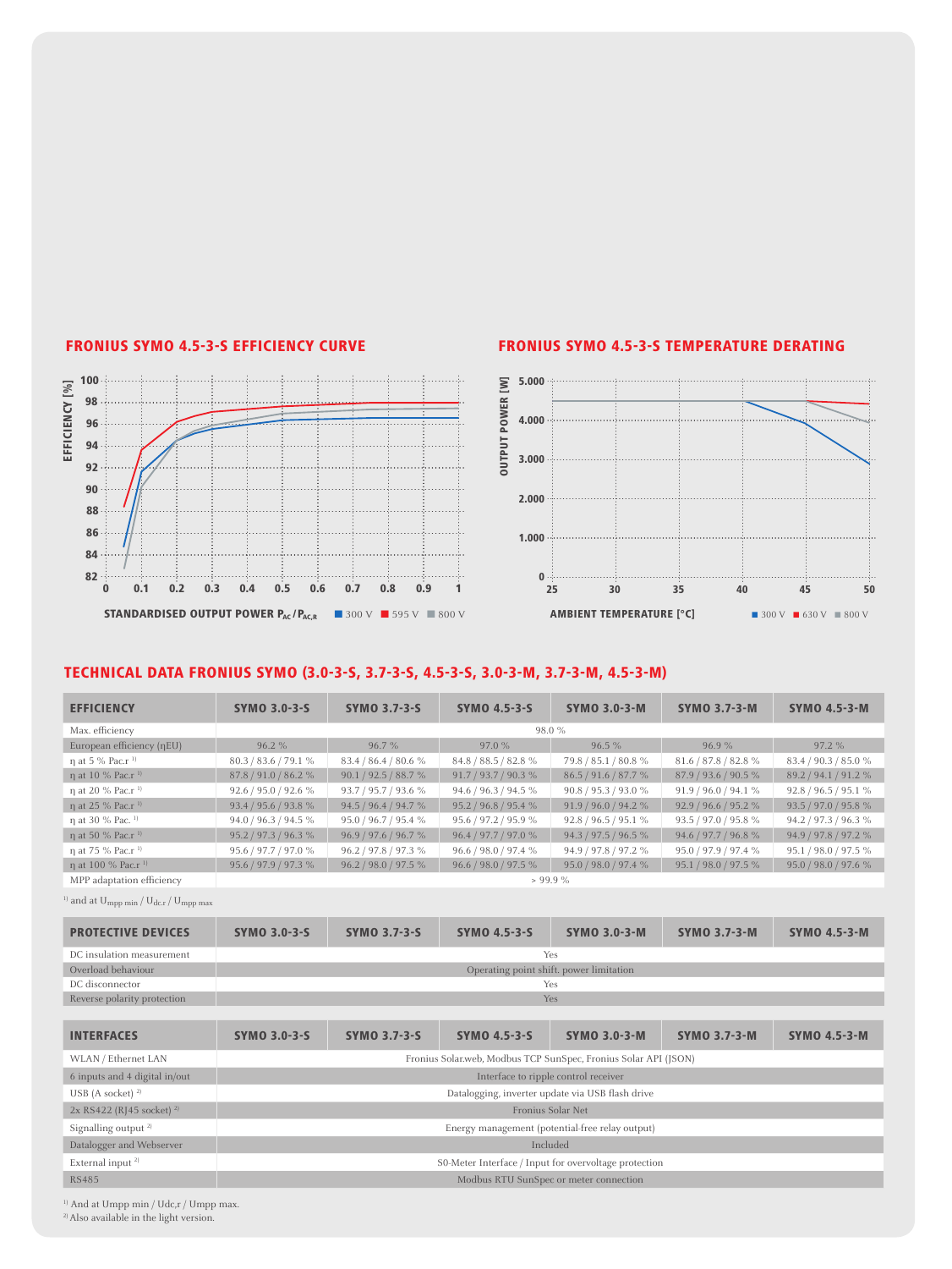## FRONIUS SYMO 4.5-3-S EFFICIENCY CURVE

EFFICIENCY [%]

STANDARDISED OUTPUT POWER $P_{AC}/P_{AC,R}$ ■ 300 V ■ 595 V ■ 800 V

## FRONIUS SYMO 4.5-3-S TEMPERATURE DERATING

OUTPUT POWER [W]

AMBIENT TEMPERATURE [°C] ■ 300 V ■ 630 V ■ 800 V

## TECHNICAL DATA FRONIUS SYMO (3.0-3-S, 3.7-3-S, 4.5-3-S, 3.0-3-M, 3.7-3-M, 4.5-3-M)

| EFFICIENCY | SYMO 3.0-3-S | SYMO 3.7-3-S | SYMO 4.5-3-S | SYMO 3.0-3-M | SYMO 3.7-3-M | SYMO 4.5-3-M |
|---|---|---|---|---|---|---|
| Max. efficiency | 98.0 % | | | | | |
| European efficiency (ηEU) | 96.2 % | 96.7 % | 97.0 % | 96.5 % | 96.9 % | 97.2 % |
| η at 5 % Pac.r [1] | 80.3 / 83.6 / 79.1 % | 83.4 / 86.4 / 80.6 % | 84.8 / 88.5 / 82.8 % | 79.8 / 85.1 / 80.8 % | 81.6 / 87.8 / 82.8 % | 83.4 / 90.3 / 85.0 % |
| η at 10 % Pac.r [1] | 87.8 / 91.0 / 86.2 % | 90.1 / 92.5 / 88.7 % | 91.7 / 93.7 / 90.3 % | 86.5 / 91.6 / 87.7 % | 87.9 / 93.6 / 90.5 % | 89.2 / 94.1 / 91.2 % |
| η at 20 % Pac.r [1] | 92.6 / 95.0 / 92.6 % | 93.7 / 95.7 / 93.6 % | 94.6 / 96.3 / 94.5 % | 90.8 / 95.3 / 93.0 % | 91.9 / 96.0 / 94.1 % | 92.8 / 96.5 / 95.1 % |
| η at 25 % Pac.r [1] | 93.4 / 95.6 / 93.8 % | 94.5 / 96.4 / 94.7 % | 95.2 / 96.8 / 95.4 % | 91.9 / 96.0 / 94.2 % | 92.9 / 96.6 / 95.2 % | 93.5 / 97.0 / 95.8 % |
| η at 30 % Pac. [1] | 94.0 / 96.3 / 94.5 % | 95.0 / 96.7 / 95.4 % | 95.6 / 97.2 / 95.9 % | 92.8 / 96.5 / 95.1 % | 93.5 / 97.0 / 95.8 % | 94.2 / 97.3 / 96.3 % |
| η at 50 % Pac.r [1] | 95.2 / 97.3 / 96.3 % | 96.9 / 97.6 / 96.7 % | 96.4 / 97.7 / 97.0 % | 94.3 / 97.5 / 96.5 % | 94.6 / 97.7 / 96.8 % | 94.9 / 97.8 / 97.2 % |
| η at 75 % Pac.r [1] | 95.6 / 97.7 / 97.0 % | 96.2 / 97.8 / 97.3 % | 96.6 / 98.0 / 97.4 % | 94.9 / 97.8 / 97.2 % | 95.0 / 97.9 / 97.4 % | 95.1 / 98.0 / 97.5 % |
| η at 100 % Pac.r [1] | 95.6 / 97.9 / 97.3 % | 96.2 / 98.0 / 97.5 % | 96.6 / 98.0 / 97.5 % | 95.0 / 98.0 / 97.4 % | 95.1 / 98.0 / 97.5 % | 95.0 / 98.0 / 97.6 % |
| MPP adaptation efficiency | > 99.9 % | | | | | |

[1] and at $U_{mpp\ min}$ / $U_{dc.r}$ / $U_{mpp\ max}$

| PROTECTIVE DEVICES | SYMO 3.0-3-S | SYMO 3.7-3-S | SYMO 4.5-3-S | SYMO 3.0-3-M | SYMO 3.7-3-M | SYMO 4.5-3-M |
|---|---|---|---|---|---|---|
| DC insulation measurement | Yes | | | | | |
| Overload behaviour | Operating point shift. power limitation | | | | | |
| DC disconnector | Yes | | | | | |
| Reverse polarity protection | Yes | | | | | |

| INTERFACES | SYMO 3.0-3-S | SYMO 3.7-3-S | SYMO 4.5-3-S | SYMO 3.0-3-M | SYMO 3.7-3-M | SYMO 4.5-3-M |
|---|---|---|---|---|---|---|
| WLAN / Ethernet LAN | Fronius Solar.web, Modbus TCP SunSpec, Fronius Solar API (JSON) | | | | | |
| 6 inputs and 4 digital in/out | Interface to ripple control receiver | | | | | |
| USB (A socket) [2] | Datalogging, inverter update via USB flash drive | | | | | |
| 2x RS422 (RJ45 socket) [2] | Fronius Solar Net | | | | | |
| Signalling output [2] | Energy management (potential-free relay output) | | | | | |
| Datalogger and Webserver | Included | | | | | |
| External input [2] | S0-Meter Interface / Input for overvoltage protection | | | | | |
| RS485 | Modbus RTU SunSpec or meter connection | | | | | |

[1] And at Umpp min / Udc,r / Umpp max.
[2] Also available in the light version.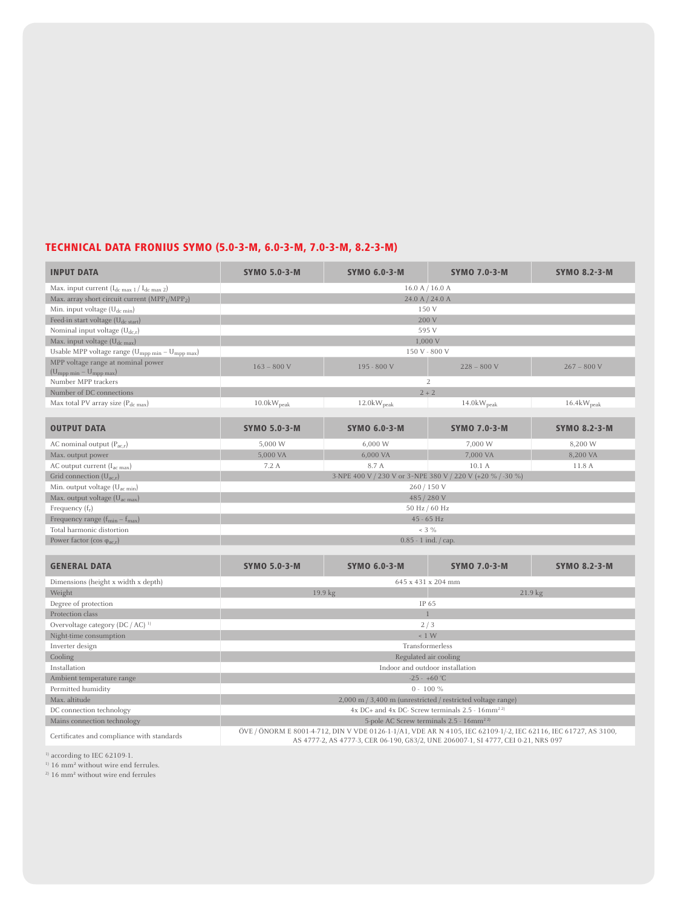## TECHNICAL DATA FRONIUS SYMO (5.0-3-M, 6.0-3-M, 7.0-3-M, 8.2-3-M)

| INPUT DATA | SYMO 5.0-3-M | SYMO 6.0-3-M | SYMO 7.0-3-M | SYMO 8.2-3-M |
|---|---|---|---|---|
| Max. input current ($I_{dc\ max\ 1}$ / $I_{dc\ max\ 2}$) | 16.0 A / 16.0 A | | | |
| Max. array short circuit current ($MPP_1$/$MPP_2$) | 24.0 A / 24.0 A | | | |
| Min. input voltage ($U_{dc\ min}$) | 150 V | | | |
| Feed-in start voltage ($U_{dc\ start}$) | 200 V | | | |
| Nominal input voltage ($U_{dc,r}$) | 595 V | | | |
| Max. input voltage ($U_{dc\ max}$) | 1,000 V | | | |
| Usable MPP voltage range ($U_{mpp\ min}$ – $U_{mpp\ max}$) | 150 V - 800 V | | | |
| MPP voltage range at nominal power ($U_{mpp\ min}$ – $U_{mpp\ max}$) | 163 – 800 V | 195 - 800 V | 228 – 800 V | 267 – 800 V |
| Number MPP trackers | 2 | | | |
| Number of DC connections | 2 + 2 | | | |
| Max total PV array size ($P_{dc\ max}$) | 10.0kW$_{peak}$ | 12.0kW$_{peak}$ | 14.0kW$_{peak}$ | 16.4kW$_{peak}$ |

| OUTPUT DATA | SYMO 5.0-3-M | SYMO 6.0-3-M | SYMO 7.0-3-M | SYMO 8.2-3-M |
|---|---|---|---|---|
| AC nominal output ($P_{ac,r}$) | 5,000 W | 6,000 W | 7,000 W | 8,200 W |
| Max. output power | 5,000 VA | 6,000 VA | 7,000 VA | 8,200 VA |
| AC output current ($I_{ac\ max}$) | 7.2 A | 8.7 A | 10.1 A | 11.8 A |
| Grid connection ($U_{ac,r}$) | 3-NPE 400 V / 230 V or 3-NPE 380 V / 220 V (+20 % / -30 %) | | | |
| Min. output voltage ($U_{ac\ min}$) | 260 / 150 V | | | |
| Max. output voltage ($U_{ac\ max}$) | 485 / 280 V | | | |
| Frequency ($f_r$) | 50 Hz / 60 Hz | | | |
| Frequency range ($f_{min}$ – $f_{max}$) | 45 - 65 Hz | | | |
| Total harmonic distortion | < 3 % | | | |
| Power factor (cos $\varphi_{ac,r}$) | 0.85 - 1 ind. / cap. | | | |

| GENERAL DATA | SYMO 5.0-3-M | SYMO 6.0-3-M | SYMO 7.0-3-M | SYMO 8.2-3-M |
|---|---|---|---|---|
| Dimensions (height x width x depth) | 645 x 431 x 204 mm | | | |
| Weight | 19.9 kg | | 21.9 kg | |
| Degree of protection | IP 65 | | | |
| Protection class | 1 | | | |
| Overvoltage category (DC / AC) [1] | 2 / 3 | | | |
| Night-time consumption | < 1 W | | | |
| Inverter design | Transformerless | | | |
| Cooling | Regulated air cooling | | | |
| Installation | Indoor and outdoor installation | | | |
| Ambient temperature range | -25 - +60 °C | | | |
| Permitted humidity | 0 - 100 % | | | |
| Max. altitude | 2,000 m / 3,400 m (unrestricted / restricted voltage range) | | | |
| DC connection technology | 4x DC+ and 4x DC- Screw terminals 2.5 - 16mm²[2] | | | |
| Mains connection technology | 5-pole AC Screw terminals 2.5 - 16mm²[2] | | | |
| Certificates and compliance with standards | ÖVE / ÖNORM E 8001-4-712, DIN V VDE 0126-1-1/A1, VDE AR N 4105, IEC 62109-1/-2, IEC 62116, IEC 61727, AS 3100, AS 4777-2, AS 4777-3, CER 06-190, G83/2, UNE 206007-1, SI 4777, CEI 0-21, NRS 097 | | | |

[1] according to IEC 62109-1.
[1] 16 mm² without wire end ferrules.
[2] 16 mm² without wire end ferrules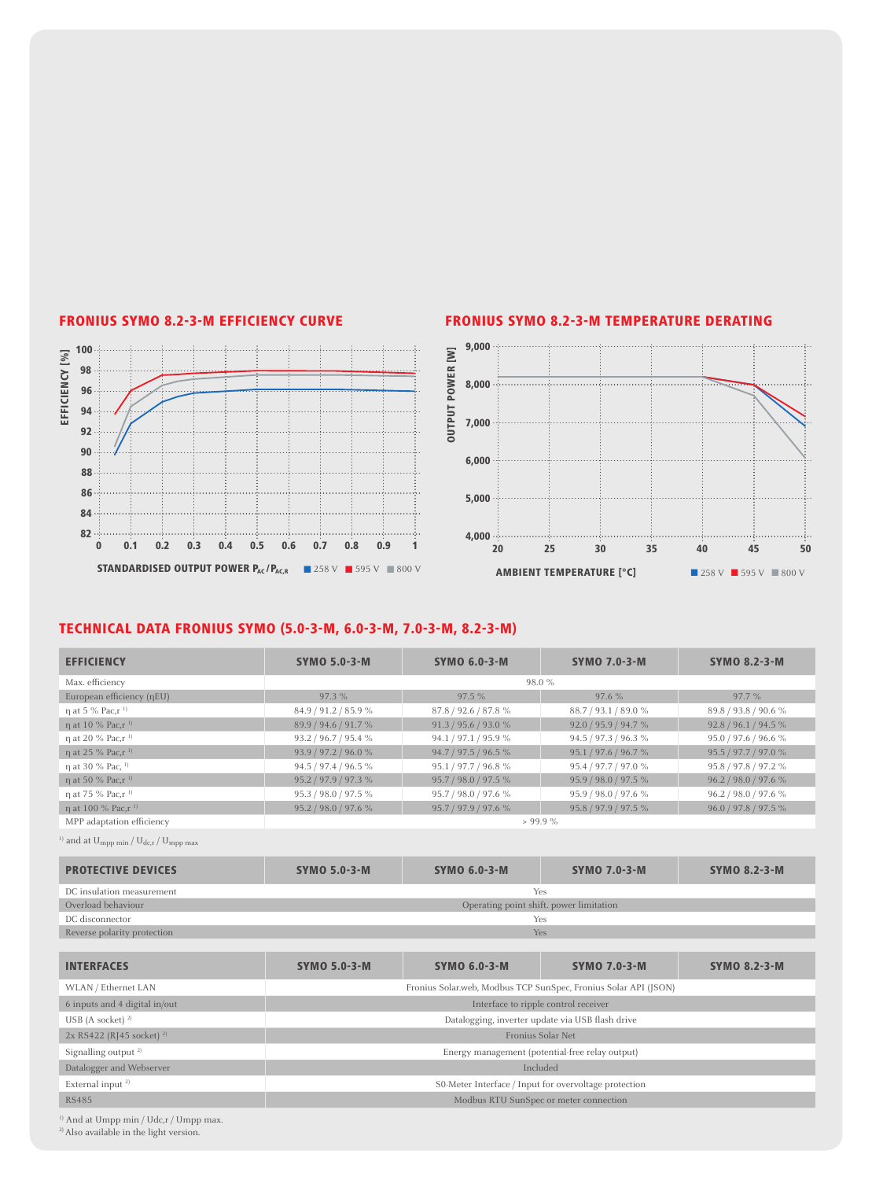## FRONIUS SYMO 8.2-3-M EFFICIENCY CURVE

EFFICIENCY [%]

STANDARDISED OUTPUT POWER $P_{AC}/P_{AC,R}$ ■ 258 V ■ 595 V ■ 800 V

## FRONIUS SYMO 8.2-3-M TEMPERATURE DERATING

OUTPUT POWER [W]

AMBIENT TEMPERATURE [°C] ■ 258 V ■ 595 V ■ 800 V

## TECHNICAL DATA FRONIUS SYMO (5.0-3-M, 6.0-3-M, 7.0-3-M, 8.2-3-M)

| EFFICIENCY | SYMO 5.0-3-M | SYMO 6.0-3-M | SYMO 7.0-3-M | SYMO 8.2-3-M |
|---|---|---|---|---|
| Max. efficiency | 98.0 % | | | |
| European efficiency (ηEU) | 97.3 % | 97.5 % | 97.6 % | 97.7 % |
| η at 5 % Pac,r [1] | 84.9 / 91.2 / 85.9 % | 87.8 / 92.6 / 87.8 % | 88.7 / 93.1 / 89.0 % | 89.8 / 93.8 / 90.6 % |
| η at 10 % Pac,r [1] | 89.9 / 94.6 / 91.7 % | 91.3 / 95.6 / 93.0 % | 92.0 / 95.9 / 94.7 % | 92.8 / 96.1 / 94.5 % |
| η at 20 % Pac,r [1] | 93.2 / 96.7 / 95.4 % | 94.1 / 97.1 / 95.9 % | 94.5 / 97.3 / 96.3 % | 95.0 / 97.6 / 96.6 % |
| η at 25 % Pac,r [1] | 93.9 / 97.2 / 96.0 % | 94.7 / 97.5 / 96.5 % | 95.1 / 97.6 / 96.7 % | 95.5 / 97.7 / 97.0 % |
| η at 30 % Pac, [1] | 94.5 / 97.4 / 96.5 % | 95.1 / 97.7 / 96.8 % | 95.4 / 97.7 / 97.0 % | 95.8 / 97.8 / 97.2 % |
| η at 50 % Pac,r [1] | 95.2 / 97.9 / 97.3 % | 95.7 / 98.0 / 97.5 % | 95.9 / 98.0 / 97.5 % | 96.2 / 98.0 / 97.6 % |
| η at 75 % Pac,r [1] | 95.3 / 98.0 / 97.5 % | 95.7 / 98.0 / 97.6 % | 95.9 / 98.0 / 97.6 % | 96.2 / 98.0 / 97.6 % |
| η at 100 % Pac,r [1] | 95.2 / 98.0 / 97.6 % | 95.7 / 97.9 / 97.6 % | 95.8 / 97.9 / 97.5 % | 96.0 / 97.8 / 97.5 % |
| MPP adaptation efficiency | > 99.9 % | | | |

[1] and at $U_{mpp\ min}$ / $U_{dc,r}$ / $U_{mpp\ max}$

| PROTECTIVE DEVICES | SYMO 5.0-3-M | SYMO 6.0-3-M | SYMO 7.0-3-M | SYMO 8.2-3-M |
|---|---|---|---|---|
| DC insulation measurement | Yes | | | |
| Overload behaviour | Operating point shift. power limitation | | | |
| DC disconnector | Yes | | | |
| Reverse polarity protection | Yes | | | |

| INTERFACES | SYMO 5.0-3-M | SYMO 6.0-3-M | SYMO 7.0-3-M | SYMO 8.2-3-M |
|---|---|---|---|---|
| WLAN / Ethernet LAN | Fronius Solar.web, Modbus TCP SunSpec, Fronius Solar API (JSON) | | | |
| 6 inputs and 4 digital in/out | Interface to ripple control receiver | | | |
| USB (A socket) [2] | Datalogging, inverter update via USB flash drive | | | |
| 2x RS422 (RJ45 socket) [2] | Fronius Solar Net | | | |
| Signalling output [2] | Energy management (potential-free relay output) | | | |
| Datalogger and Webserver | Included | | | |
| External input [2] | S0-Meter Interface / Input for overvoltage protection | | | |
| RS485 | Modbus RTU SunSpec or meter connection | | | |

[1] And at Umpp min / Udc,r / Umpp max.
[2] Also available in the light version.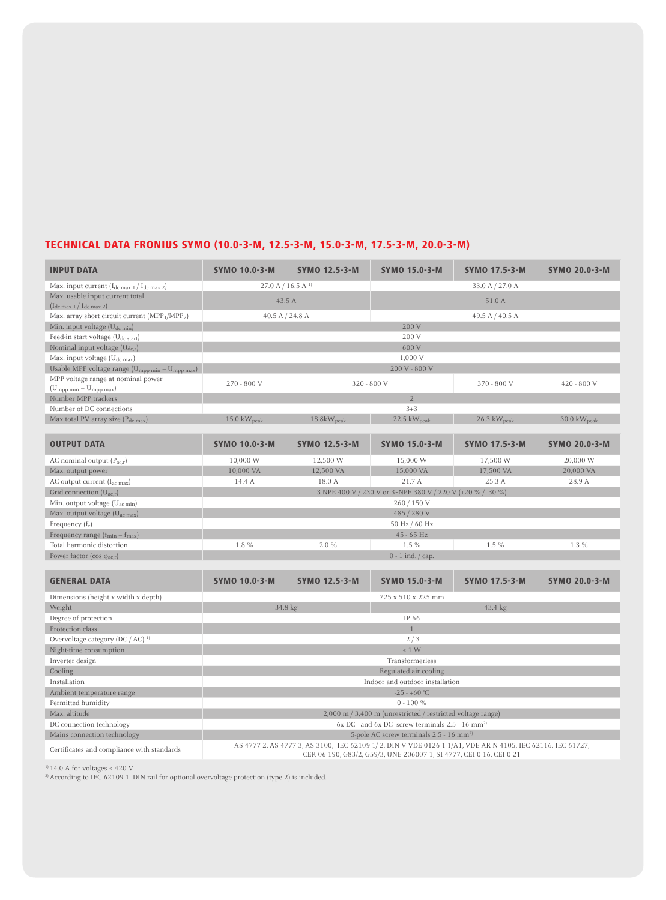## TECHNICAL DATA FRONIUS SYMO (10.0-3-M, 12.5-3-M, 15.0-3-M, 17.5-3-M, 20.0-3-M)

| INPUT DATA | SYMO 10.0-3-M | SYMO 12.5-3-M | SYMO 15.0-3-M | SYMO 17.5-3-M | SYMO 20.0-3-M |
|---|---|---|---|---|---|
| Max. input current ($I_{dc\ max\ 1}$ / $I_{dc\ max\ 2}$) | 27.0 A / 16.5 A [1] | | 33.0 A / 27.0 A | | |
| Max. usable input current total ($I_{dc\ max\ 1}$ / $I_{dc\ max\ 2}$) | 43.5 A | | 51.0 A | | |
| Max. array short circuit current ($MPP_1$/$MPP_2$) | 40.5 A / 24.8 A | | 49.5 A / 40.5 A | | |
| Min. input voltage ($U_{dc\ min}$) | 200 V | | | | |
| Feed-in start voltage ($U_{dc\ start}$) | 200 V | | | | |
| Nominal input voltage ($U_{dc,r}$) | 600 V | | | | |
| Max. input voltage ($U_{dc\ max}$) | 1,000 V | | | | |
| Usable MPP voltage range ($U_{mpp\ min}$ – $U_{mpp\ max}$) | 200 V - 800 V | | | | |
| MPP voltage range at nominal power ($U_{mpp\ min}$ – $U_{mpp\ max}$) | 270 - 800 V | 320 - 800 V | | 370 - 800 V | 420 - 800 V |
| Number MPP trackers | 2 | | | | |
| Number of DC connections | 3+3 | | | | |
| Max total PV array size ($P_{dc\ max}$) | 15.0 $kW_{peak}$ | 18.8$kW_{peak}$ | 22.5 $kW_{peak}$ | 26.3 $kW_{peak}$ | 30.0 $kW_{peak}$ |

| OUTPUT DATA | SYMO 10.0-3-M | SYMO 12.5-3-M | SYMO 15.0-3-M | SYMO 17.5-3-M | SYMO 20.0-3-M |
|---|---|---|---|---|---|
| AC nominal output ($P_{ac,r}$) | 10,000 W | 12,500 W | 15,000 W | 17,500 W | 20,000 W |
| Max. output power | 10,000 VA | 12,500 VA | 15,000 VA | 17,500 VA | 20,000 VA |
| AC output current ($I_{ac\ max}$) | 14.4 A | 18.0 A | 21.7 A | 25.3 A | 28.9 A |
| Grid connection ($U_{ac,r}$) | 3-NPE 400 V / 230 V or 3-NPE 380 V / 220 V (+20 % / -30 %) | | | | |
| Min. output voltage ($U_{ac\ min}$) | 260 / 150 V | | | | |
| Max. output voltage ($U_{ac\ max}$) | 485 / 280 V | | | | |
| Frequency ($f_r$) | 50 Hz / 60 Hz | | | | |
| Frequency range ($f_{min}$ – $f_{max}$) | 45 - 65 Hz | | | | |
| Total harmonic distortion | 1.8 % | 2.0 % | 1.5 % | 1.5 % | 1.3 % |
| Power factor (cos $\varphi_{ac,r}$) | 0 - 1 ind. / cap. | | | | |

| GENERAL DATA | SYMO 10.0-3-M | SYMO 12.5-3-M | SYMO 15.0-3-M | SYMO 17.5-3-M | SYMO 20.0-3-M |
|---|---|---|---|---|---|
| Dimensions (height x width x depth) | 725 x 510 x 225 mm | | | | |
| Weight | 34.8 kg | | 43.4 kg | | |
| Degree of protection | IP 66 | | | | |
| Protection class | 1 | | | | |
| Overvoltage category (DC / AC) [1] | 2 / 3 | | | | |
| Night-time consumption | < 1 W | | | | |
| Inverter design | Transformerless | | | | |
| Cooling | Regulated air cooling | | | | |
| Installation | Indoor and outdoor installation | | | | |
| Ambient temperature range | -25 - +60 °C | | | | |
| Permitted humidity | 0 - 100 % | | | | |
| Max. altitude | 2,000 m / 3,400 m (unrestricted / restricted voltage range) | | | | |
| DC connection technology | 6x DC+ and 6x DC- screw terminals 2.5 - 16 mm² [2] | | | | |
| Mains connection technology | 5-pole AC screw terminals 2.5 - 16 mm² [2] | | | | |
| Certificates and compliance with standards | AS 4777-2, AS 4777-3, AS 3100, IEC 62109-1/-2, DIN V VDE 0126-1-1/A1, VDE AR N 4105, IEC 62116, IEC 61727, CER 06-190, G83/2, G59/3, UNE 206007-1, SI 4777, CEI 0-16, CEI 0-21 | | | | |

[1] 14.0 A for voltages < 420 V

[2] According to IEC 62109-1. DIN rail for optional overvoltage protection (type 2) is included.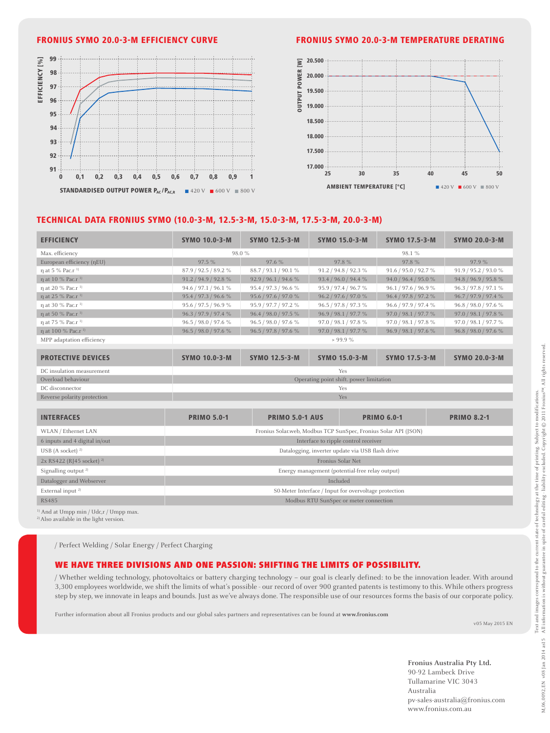## FRONIUS SYMO 20.0-3-M EFFICIENCY CURVE

EFFICIENCY [%]

99
98
97
96
95
94
93
92
91

0 0,1 0,2 0,3 0,4 0,5 0,6 0,7 0,8 0,9 1

STANDARDISED OUTPUT POWER $P_{AC}/P_{AC,R}$ ■ 420 V ■ 600 V ■ 800 V

## FRONIUS SYMO 20.0-3-M TEMPERATURE DERATING

OUTPUT POWER [W]

20.500
20.000
19.500
19.000
18.500
18.000
17.500
17.000

25 30 35 40 45 50

AMBIENT TEMPERATURE [°C] ■ 420 V ■ 600 V ■ 800 V

## TECHNICAL DATA FRONIUS SYMO (10.0-3-M, 12.5-3-M, 15.0-3-M, 17.5-3-M, 20.0-3-M)

| EFFICIENCY | SYMO 10.0-3-M | SYMO 12.5-3-M | SYMO 15.0-3-M | SYMO 17.5-3-M | SYMO 20.0-3-M |
|---|---|---|---|---|---|
| Max. efficiency | 98.0 % | | 98.1 % | | |
| European efficiency (ηEU) | 97.5 % | 97.6 % | 97.8 % | 97.8 % | 97.9 % |
| η at 5 % Pac.r [1] | 87.9 / 92.5 / 89.2 % | 88.7 / 93.1 / 90.1 % | 91.2 / 94.8 / 92.3 % | 91.6 / 95.0 / 92.7 % | 91.9 / 95.2 / 93.0 % |
| η at 10 % Pac.r [1] | 91.2 / 94.9 / 92.8 % | 92.9 / 96.1 / 94.6 % | 93.4 / 96.0 / 94.4 % | 94.0 / 96.4 / 95.0 % | 94.8 / 96.9 / 95.8 % |
| η at 20 % Pac.r [1] | 94.6 / 97.1 / 96.1 % | 95.4 / 97.3 / 96.6 % | 95.9 / 97.4 / 96.7 % | 96.1 / 97.6 / 96.9 % | 96.3 / 97.8 / 97.1 % |
| η at 25 % Pac.r [1] | 95.4 / 97.3 / 96.6 % | 95.6 / 97.6 / 97.0 % | 96.2 / 97.6 / 97.0 % | 96.4 / 97.8 / 97.2 % | 96.7 / 97.9 / 97.4 % |
| η at 30 % Pac.r [1] | 95.6 / 97.5 / 96.9 % | 95.9 / 97.7 / 97.2 % | 96.5 / 97.8 / 97.3 % | 96.6 / 97.9 / 97.4 % | 96.8 / 98.0 / 97.6 % |
| η at 50 % Pac.r [1] | 96.3 / 97.9 / 97.4 % | 96.4 / 98.0 / 97.5 % | 96.9 / 98.1 / 97.7 % | 97.0 / 98.1 / 97.7 % | 97.0 / 98.1 / 97.8 % |
| η at 75 % Pac.r [1] | 96.5 / 98.0 / 97.6 % | 96.5 / 98.0 / 97.6 % | 97.0 / 98.1 / 97.8 % | 97.0 / 98.1 / 97.8 % | 97.0 / 98.1 / 97.7 % |
| η at 100 % Pac.r [1] | 96.5 / 98.0 / 97.6 % | 96.5 / 97.8 / 97.6 % | 97.0 / 98.1 / 97.7 % | 96.9 / 98.1 / 97.6 % | 96.8 / 98.0 / 97.6 % |
| MPP adaptation efficiency | > 99.9 % | | | | |

| PROTECTIVE DEVICES | SYMO 10.0-3-M | SYMO 12.5-3-M | SYMO 15.0-3-M | SYMO 17.5-3-M | SYMO 20.0-3-M |
|---|---|---|---|---|---|
| DC insulation measurement | Yes | | | | |
| Overload behaviour | Operating point shift. power limitation | | | | |
| DC disconnector | Yes | | | | |
| Reverse polarity protection | Yes | | | | |

| INTERFACES | PRIMO 5.0-1 | PRIMO 5.0-1 AUS | PRIMO 6.0-1 | PRIMO 8.2-1 |
|---|---|---|---|---|
| WLAN / Ethernet LAN | Fronius Solar.web, Modbus TCP SunSpec, Fronius Solar API (JSON) | | | |
| 6 inputs and 4 digital in/out | Interface to ripple control receiver | | | |
| USB (A socket) [2] | Datalogging, inverter update via USB flash drive | | | |
| 2x RS422 (RJ45 socket) [2] | Fronius Solar Net | | | |
| Signalling output [2] | Energy management (potential-free relay output) | | | |
| Datalogger and Webserver | Included | | | |
| External input [2] | S0-Meter Interface / Input for overvoltage protection | | | |
| RS485 | Modbus RTU SunSpec or meter connection | | | |

[1] And at Umpp min / Udc,r / Umpp max.
[2] Also available in the light version.

/ Perfect Welding / Solar Energy / Perfect Charging

## WE HAVE THREE DIVISIONS AND ONE PASSION: SHIFTING THE LIMITS OF POSSIBILITY.

/ Whether welding technology, photovoltaics or battery charging technology – our goal is clearly defined: to be the innovation leader. With around 3,300 employees worldwide, we shift the limits of what's possible - our record of over 900 granted patents is testimony to this. While others progress step by step, we innovate in leaps and bounds. Just as we've always done. The responsible use of our resources forms the basis of our corporate policy.

Further information about all Fronius products and our global sales partners and representatives can be found at **www.fronius.com**

v05 May 2015 EN

**Fronius Australia Pty Ltd.**
90-92 Lambeck Drive
Tullamarine VIC 3043
Australia
pv-sales-australia@fronius.com
www.fronius.com.au

Text and images correspond to the current state of technology at the time of printing. Subject to modifications. All information is without guarantee in spite of careful editing - liability excluded. Copyright © 2011 Fronius™. All rights reserved.

M,06,0092,EN v08 Jan 2014 as15